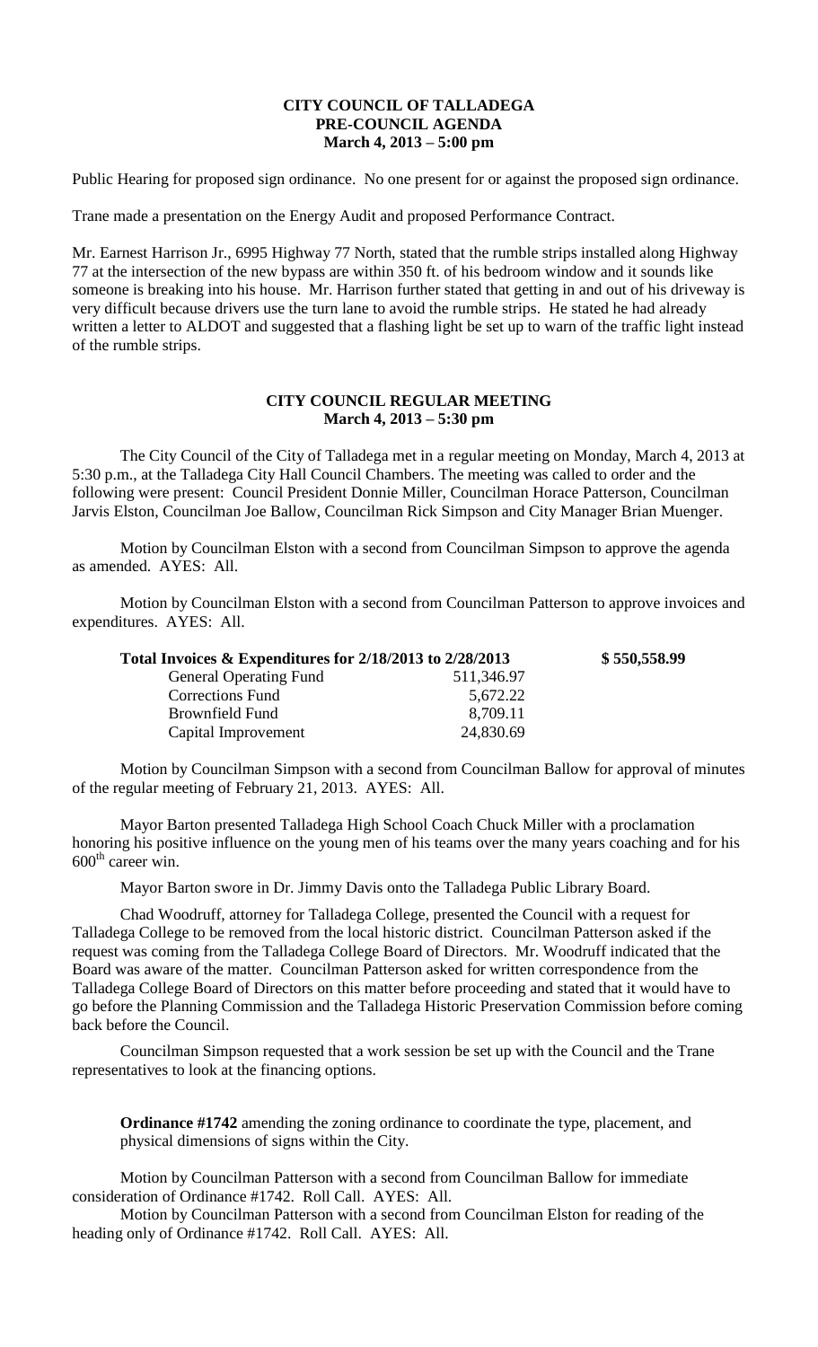**CITY COUNCIL OF TALLADEGA**
**PRE-COUNCIL AGENDA**
**March 4, 2013 – 5:00 pm**

Public Hearing for proposed sign ordinance. No one present for or against the proposed sign ordinance.

Trane made a presentation on the Energy Audit and proposed Performance Contract.

Mr. Earnest Harrison Jr., 6995 Highway 77 North, stated that the rumble strips installed along Highway 77 at the intersection of the new bypass are within 350 ft. of his bedroom window and it sounds like someone is breaking into his house. Mr. Harrison further stated that getting in and out of his driveway is very difficult because drivers use the turn lane to avoid the rumble strips. He stated he had already written a letter to ALDOT and suggested that a flashing light be set up to warn of the traffic light instead of the rumble strips.

**CITY COUNCIL REGULAR MEETING**
**March 4, 2013 – 5:30 pm**

The City Council of the City of Talladega met in a regular meeting on Monday, March 4, 2013 at 5:30 p.m., at the Talladega City Hall Council Chambers. The meeting was called to order and the following were present: Council President Donnie Miller, Councilman Horace Patterson, Councilman Jarvis Elston, Councilman Joe Ballow, Councilman Rick Simpson and City Manager Brian Muenger.

Motion by Councilman Elston with a second from Councilman Simpson to approve the agenda as amended. AYES: All.

Motion by Councilman Elston with a second from Councilman Patterson to approve invoices and expenditures. AYES: All.

| **Total Invoices & Expenditures for 2/18/2013 to 2/28/2013** | | **\$ 550,558.99** |
|---|---|---|
| General Operating Fund | 511,346.97 | |
| Corrections Fund | 5,672.22 | |
| Brownfield Fund | 8,709.11 | |
| Capital Improvement | 24,830.69 | |

Motion by Councilman Simpson with a second from Councilman Ballow for approval of minutes of the regular meeting of February 21, 2013. AYES: All.

Mayor Barton presented Talladega High School Coach Chuck Miller with a proclamation honoring his positive influence on the young men of his teams over the many years coaching and for his 600th career win.

Mayor Barton swore in Dr. Jimmy Davis onto the Talladega Public Library Board.

Chad Woodruff, attorney for Talladega College, presented the Council with a request for Talladega College to be removed from the local historic district. Councilman Patterson asked if the request was coming from the Talladega College Board of Directors. Mr. Woodruff indicated that the Board was aware of the matter. Councilman Patterson asked for written correspondence from the Talladega College Board of Directors on this matter before proceeding and stated that it would have to go before the Planning Commission and the Talladega Historic Preservation Commission before coming back before the Council.

Councilman Simpson requested that a work session be set up with the Council and the Trane representatives to look at the financing options.

**Ordinance #1742** amending the zoning ordinance to coordinate the type, placement, and physical dimensions of signs within the City.

Motion by Councilman Patterson with a second from Councilman Ballow for immediate consideration of Ordinance #1742. Roll Call. AYES: All.

Motion by Councilman Patterson with a second from Councilman Elston for reading of the heading only of Ordinance #1742. Roll Call. AYES: All.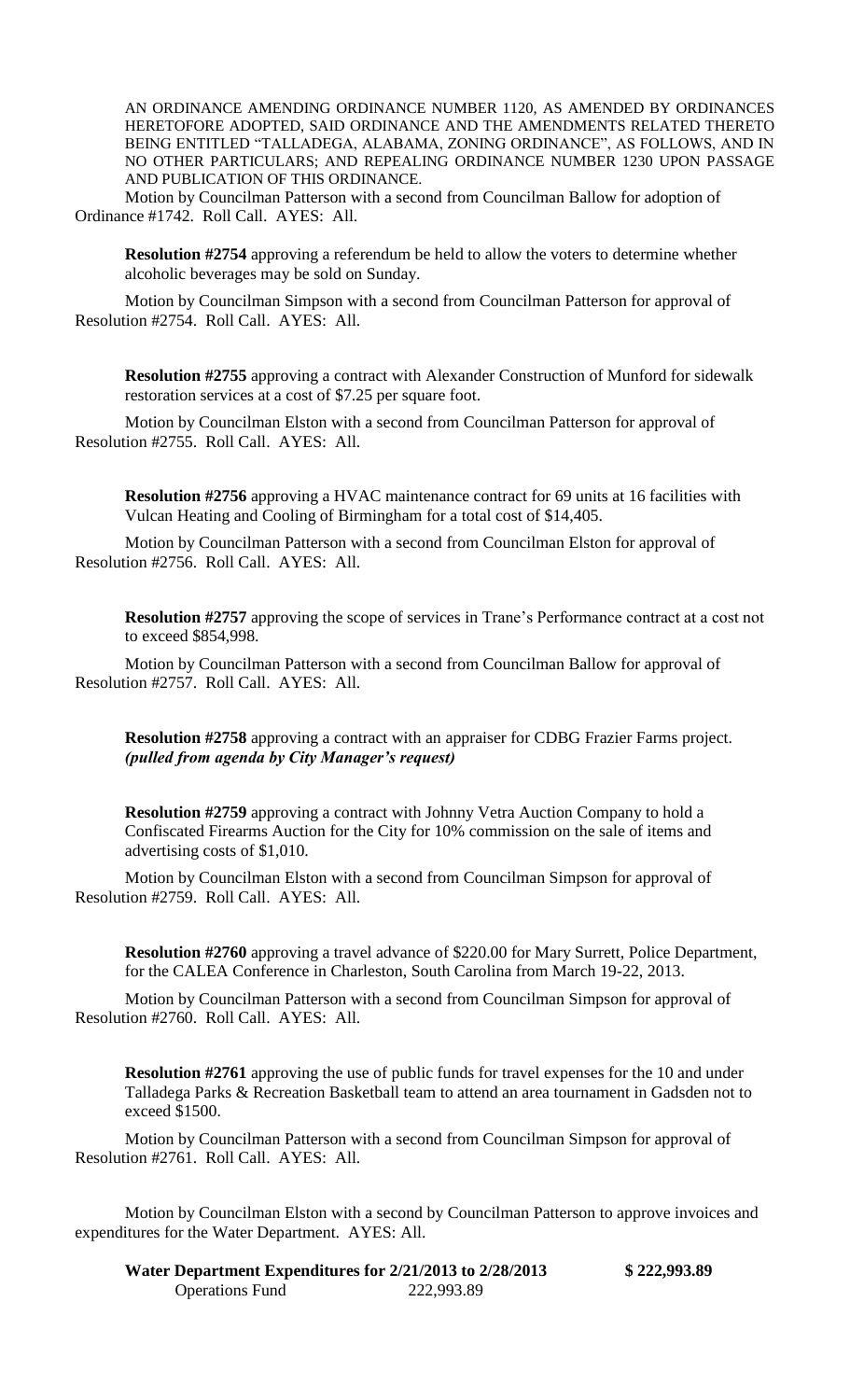AN ORDINANCE AMENDING ORDINANCE NUMBER 1120, AS AMENDED BY ORDINANCES HERETOFORE ADOPTED, SAID ORDINANCE AND THE AMENDMENTS RELATED THERETO BEING ENTITLED "TALLADEGA, ALABAMA, ZONING ORDINANCE", AS FOLLOWS, AND IN NO OTHER PARTICULARS; AND REPEALING ORDINANCE NUMBER 1230 UPON PASSAGE AND PUBLICATION OF THIS ORDINANCE.

Motion by Councilman Patterson with a second from Councilman Ballow for adoption of Ordinance #1742. Roll Call. AYES: All.

**Resolution #2754** approving a referendum be held to allow the voters to determine whether alcoholic beverages may be sold on Sunday.

Motion by Councilman Simpson with a second from Councilman Patterson for approval of Resolution #2754. Roll Call. AYES: All.

**Resolution #2755** approving a contract with Alexander Construction of Munford for sidewalk restoration services at a cost of $7.25 per square foot.

Motion by Councilman Elston with a second from Councilman Patterson for approval of Resolution #2755. Roll Call. AYES: All.

**Resolution #2756** approving a HVAC maintenance contract for 69 units at 16 facilities with Vulcan Heating and Cooling of Birmingham for a total cost of $14,405.

Motion by Councilman Patterson with a second from Councilman Elston for approval of Resolution #2756. Roll Call. AYES: All.

**Resolution #2757** approving the scope of services in Trane's Performance contract at a cost not to exceed $854,998.

Motion by Councilman Patterson with a second from Councilman Ballow for approval of Resolution #2757. Roll Call. AYES: All.

**Resolution #2758** approving a contract with an appraiser for CDBG Frazier Farms project. ***(pulled from agenda by City Manager's request)***

**Resolution #2759** approving a contract with Johnny Vetra Auction Company to hold a Confiscated Firearms Auction for the City for 10% commission on the sale of items and advertising costs of $1,010.

Motion by Councilman Elston with a second from Councilman Simpson for approval of Resolution #2759. Roll Call. AYES: All.

**Resolution #2760** approving a travel advance of $220.00 for Mary Surrett, Police Department, for the CALEA Conference in Charleston, South Carolina from March 19-22, 2013.

Motion by Councilman Patterson with a second from Councilman Simpson for approval of Resolution #2760. Roll Call. AYES: All.

**Resolution #2761** approving the use of public funds for travel expenses for the 10 and under Talladega Parks & Recreation Basketball team to attend an area tournament in Gadsden not to exceed $1500.

Motion by Councilman Patterson with a second from Councilman Simpson for approval of Resolution #2761. Roll Call. AYES: All.

Motion by Councilman Elston with a second by Councilman Patterson to approve invoices and expenditures for the Water Department. AYES: All.

| **Water Department Expenditures for 2/21/2013 to 2/28/2013** | | **$ 222,993.89** |
|---|---|---|
| Operations Fund | 222,993.89 | |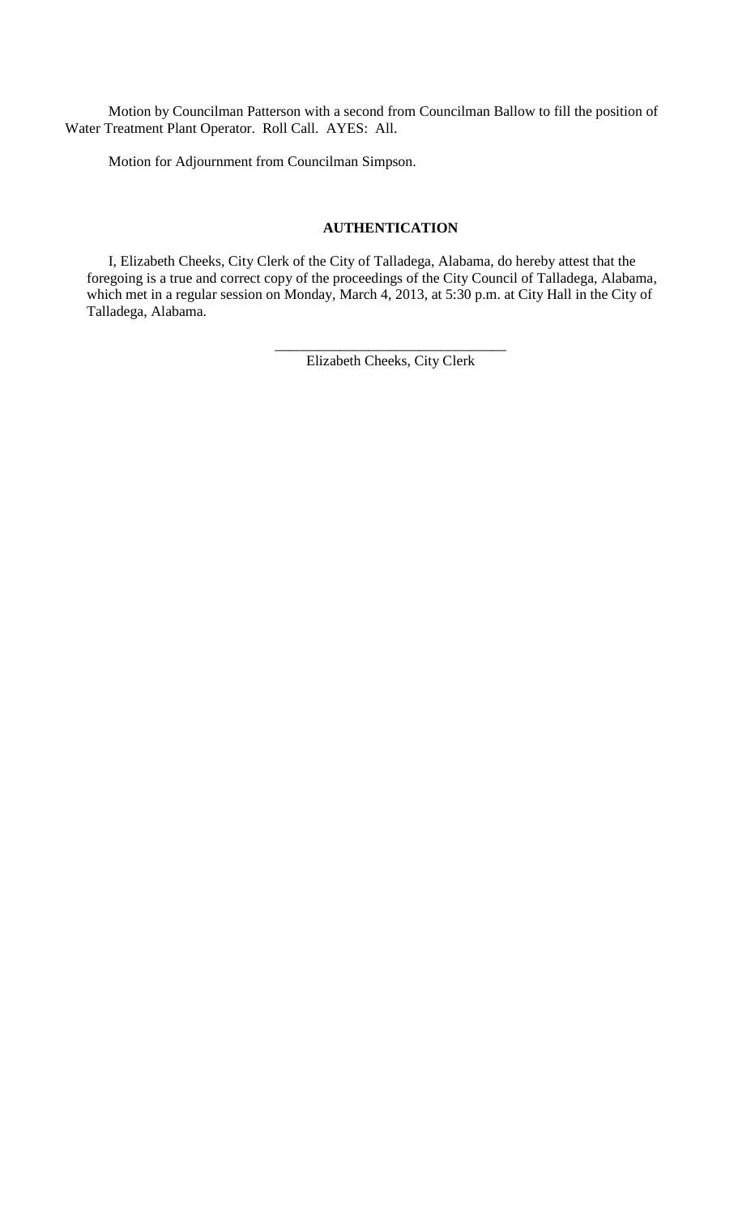Motion by Councilman Patterson with a second from Councilman Ballow to fill the position of Water Treatment Plant Operator. Roll Call. AYES: All.

Motion for Adjournment from Councilman Simpson.

**AUTHENTICATION**

I, Elizabeth Cheeks, City Clerk of the City of Talladega, Alabama, do hereby attest that the foregoing is a true and correct copy of the proceedings of the City Council of Talladega, Alabama, which met in a regular session on Monday, March 4, 2013, at 5:30 p.m. at City Hall in the City of Talladega, Alabama.

_______________________________

Elizabeth Cheeks, City Clerk